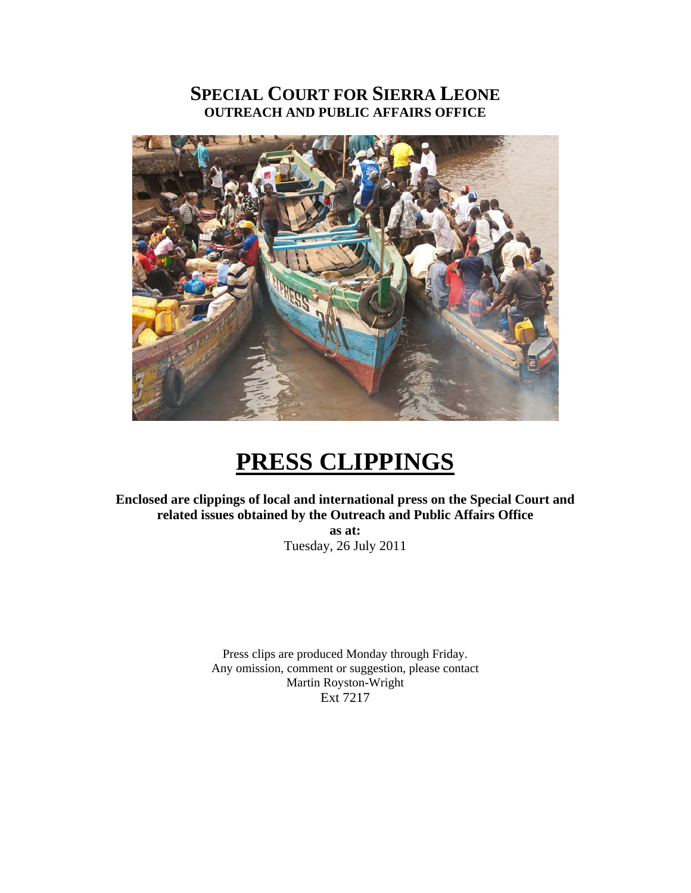# SPECIAL COURT FOR SIERRA LEONE

**OUTREACH AND PUBLIC AFFAIRS OFFICE**

# PRESS CLIPPINGS

**Enclosed are clippings of local and international press on the Special Court and related issues obtained by the Outreach and Public Affairs Office**

**as at:**

Tuesday, 26 July 2011

Press clips are produced Monday through Friday.
Any omission, comment or suggestion, please contact
Martin Royston-Wright
Ext 7217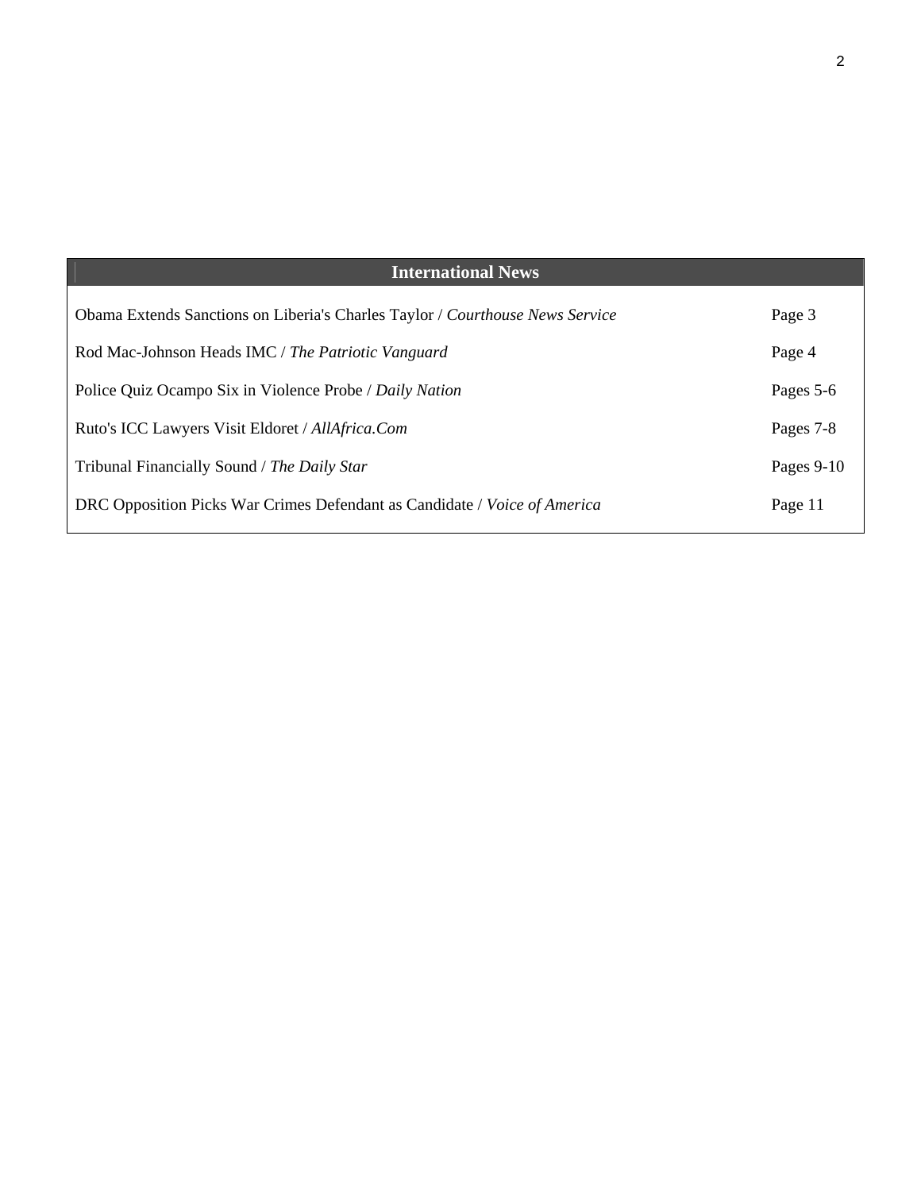## International News

| | |
|---|---|
| Obama Extends Sanctions on Liberia's Charles Taylor / *Courthouse News Service* | Page 3 |
| Rod Mac-Johnson Heads IMC / *The Patriotic Vanguard* | Page 4 |
| Police Quiz Ocampo Six in Violence Probe / *Daily Nation* | Pages 5-6 |
| Ruto's ICC Lawyers Visit Eldoret / *AllAfrica.Com* | Pages 7-8 |
| Tribunal Financially Sound / *The Daily Star* | Pages 9-10 |
| DRC Opposition Picks War Crimes Defendant as Candidate / *Voice of America* | Page 11 |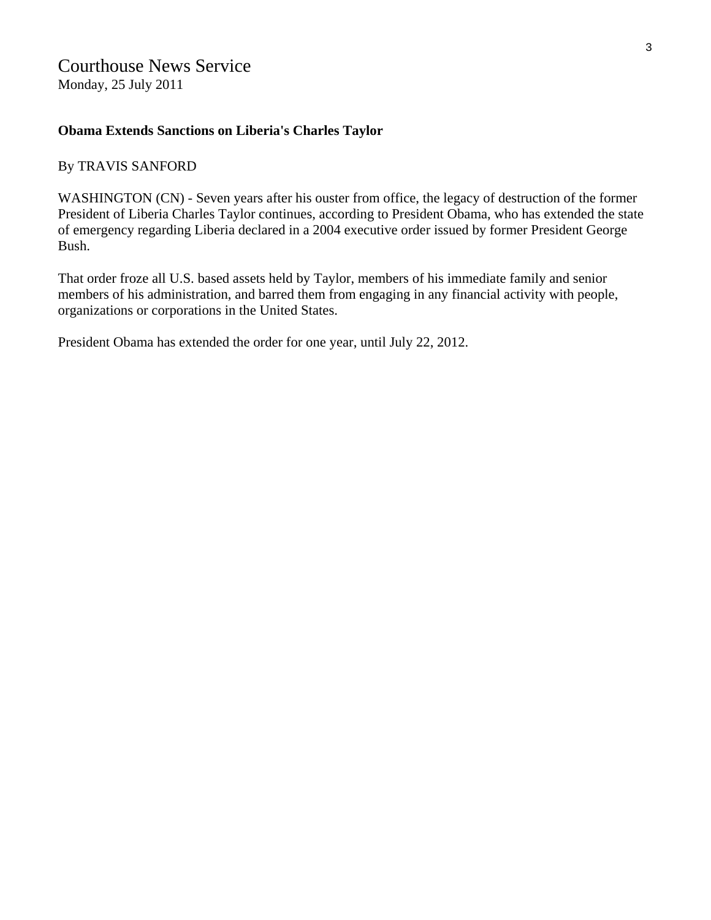Courthouse News Service
Monday, 25 July 2011

**Obama Extends Sanctions on Liberia's Charles Taylor**

By TRAVIS SANFORD

WASHINGTON (CN) - Seven years after his ouster from office, the legacy of destruction of the former President of Liberia Charles Taylor continues, according to President Obama, who has extended the state of emergency regarding Liberia declared in a 2004 executive order issued by former President George Bush.

That order froze all U.S. based assets held by Taylor, members of his immediate family and senior members of his administration, and barred them from engaging in any financial activity with people, organizations or corporations in the United States.

President Obama has extended the order for one year, until July 22, 2012.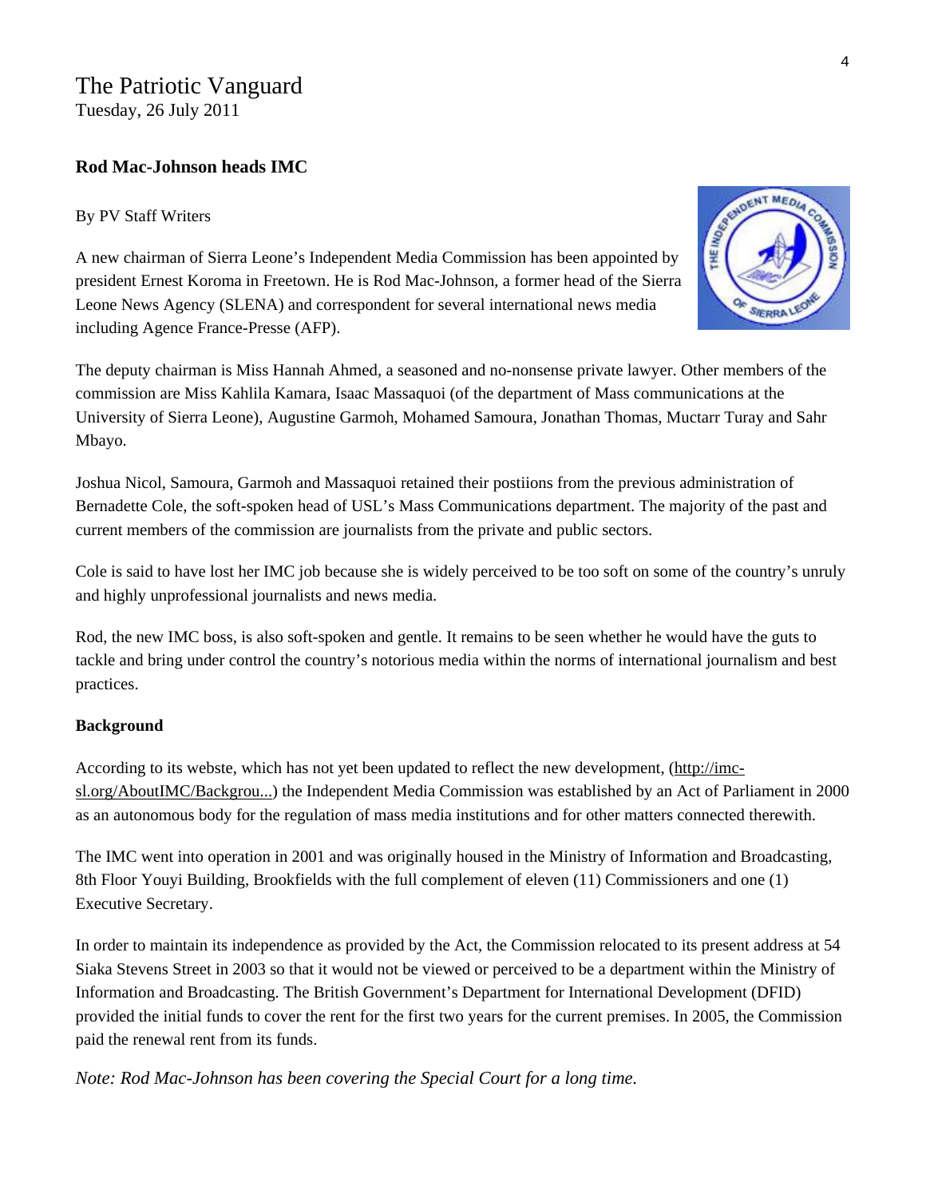The Patriotic Vanguard
Tuesday, 26 July 2011

**Rod Mac-Johnson heads IMC**

By PV Staff Writers

A new chairman of Sierra Leone's Independent Media Commission has been appointed by president Ernest Koroma in Freetown. He is Rod Mac-Johnson, a former head of the Sierra Leone News Agency (SLENA) and correspondent for several international news media including Agence France-Presse (AFP).

The deputy chairman is Miss Hannah Ahmed, a seasoned and no-nonsense private lawyer. Other members of the commission are Miss Kahlila Kamara, Isaac Massaquoi (of the department of Mass communications at the University of Sierra Leone), Augustine Garmoh, Mohamed Samoura, Jonathan Thomas, Muctarr Turay and Sahr Mbayo.

Joshua Nicol, Samoura, Garmoh and Massaquoi retained their postiions from the previous administration of Bernadette Cole, the soft-spoken head of USL's Mass Communications department. The majority of the past and current members of the commission are journalists from the private and public sectors.

Cole is said to have lost her IMC job because she is widely perceived to be too soft on some of the country's unruly and highly unprofessional journalists and news media.

Rod, the new IMC boss, is also soft-spoken and gentle. It remains to be seen whether he would have the guts to tackle and bring under control the country's notorious media within the norms of international journalism and best practices.

**Background**

According to its webste, which has not yet been updated to reflect the new development, (http://imc-sl.org/AboutIMC/Backgrou...) the Independent Media Commission was established by an Act of Parliament in 2000 as an autonomous body for the regulation of mass media institutions and for other matters connected therewith.

The IMC went into operation in 2001 and was originally housed in the Ministry of Information and Broadcasting, 8th Floor Youyi Building, Brookfields with the full complement of eleven (11) Commissioners and one (1) Executive Secretary.

In order to maintain its independence as provided by the Act, the Commission relocated to its present address at 54 Siaka Stevens Street in 2003 so that it would not be viewed or perceived to be a department within the Ministry of Information and Broadcasting. The British Government's Department for International Development (DFID) provided the initial funds to cover the rent for the first two years for the current premises. In 2005, the Commission paid the renewal rent from its funds.

*Note: Rod Mac-Johnson has been covering the Special Court for a long time.*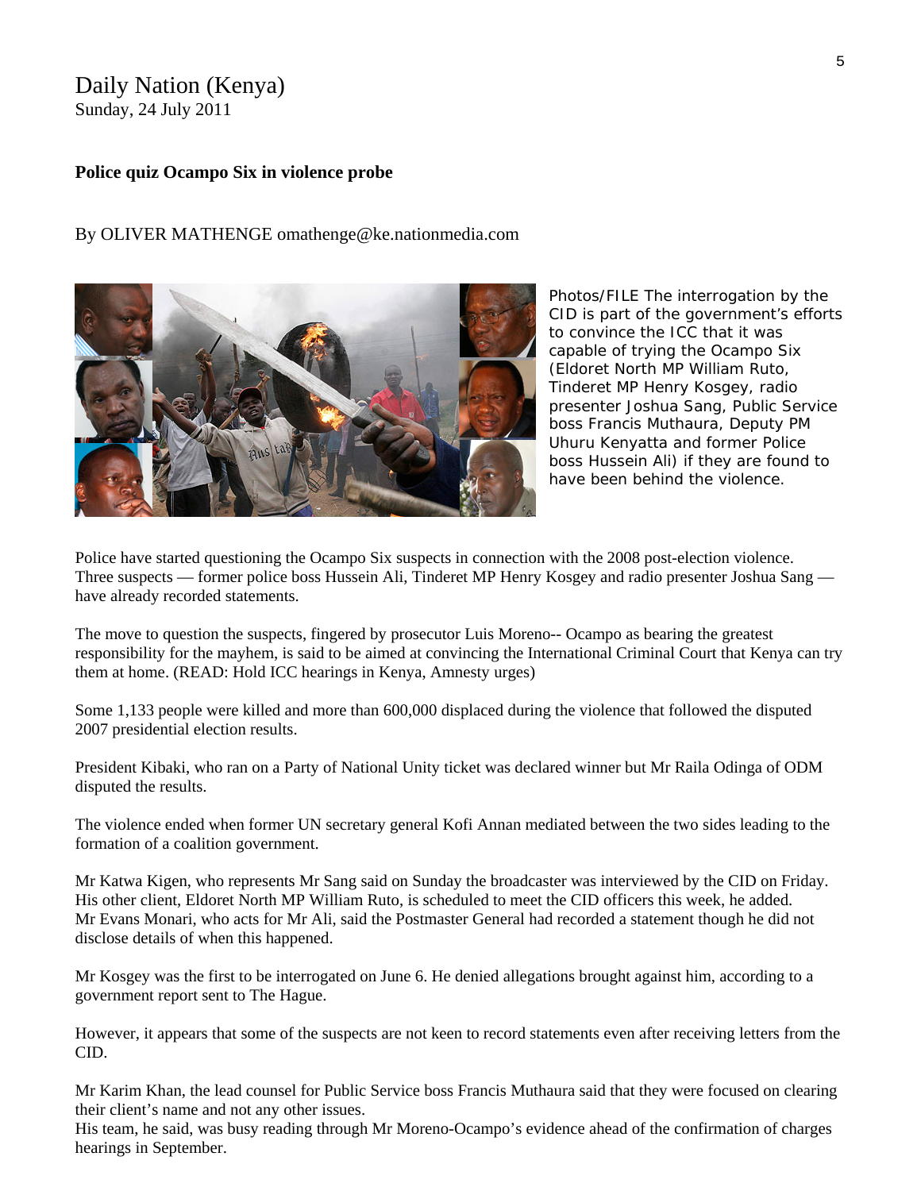Daily Nation (Kenya)
Sunday, 24 July 2011

**Police quiz Ocampo Six in violence probe**

By OLIVER MATHENGE omathenge@ke.nationmedia.com

Photos/FILE The interrogation by the CID is part of the government's efforts to convince the ICC that it was capable of trying the Ocampo Six (Eldoret North MP William Ruto, Tinderet MP Henry Kosgey, radio presenter Joshua Sang, Public Service boss Francis Muthaura, Deputy PM Uhuru Kenyatta and former Police boss Hussein Ali) if they are found to have been behind the violence.

Police have started questioning the Ocampo Six suspects in connection with the 2008 post-election violence. Three suspects — former police boss Hussein Ali, Tinderet MP Henry Kosgey and radio presenter Joshua Sang — have already recorded statements.

The move to question the suspects, fingered by prosecutor Luis Moreno-- Ocampo as bearing the greatest responsibility for the mayhem, is said to be aimed at convincing the International Criminal Court that Kenya can try them at home. (READ: Hold ICC hearings in Kenya, Amnesty urges)

Some 1,133 people were killed and more than 600,000 displaced during the violence that followed the disputed 2007 presidential election results.

President Kibaki, who ran on a Party of National Unity ticket was declared winner but Mr Raila Odinga of ODM disputed the results.

The violence ended when former UN secretary general Kofi Annan mediated between the two sides leading to the formation of a coalition government.

Mr Katwa Kigen, who represents Mr Sang said on Sunday the broadcaster was interviewed by the CID on Friday. His other client, Eldoret North MP William Ruto, is scheduled to meet the CID officers this week, he added.
Mr Evans Monari, who acts for Mr Ali, said the Postmaster General had recorded a statement though he did not disclose details of when this happened.

Mr Kosgey was the first to be interrogated on June 6. He denied allegations brought against him, according to a government report sent to The Hague.

However, it appears that some of the suspects are not keen to record statements even after receiving letters from the CID.

Mr Karim Khan, the lead counsel for Public Service boss Francis Muthaura said that they were focused on clearing their client's name and not any other issues.
His team, he said, was busy reading through Mr Moreno-Ocampo's evidence ahead of the confirmation of charges hearings in September.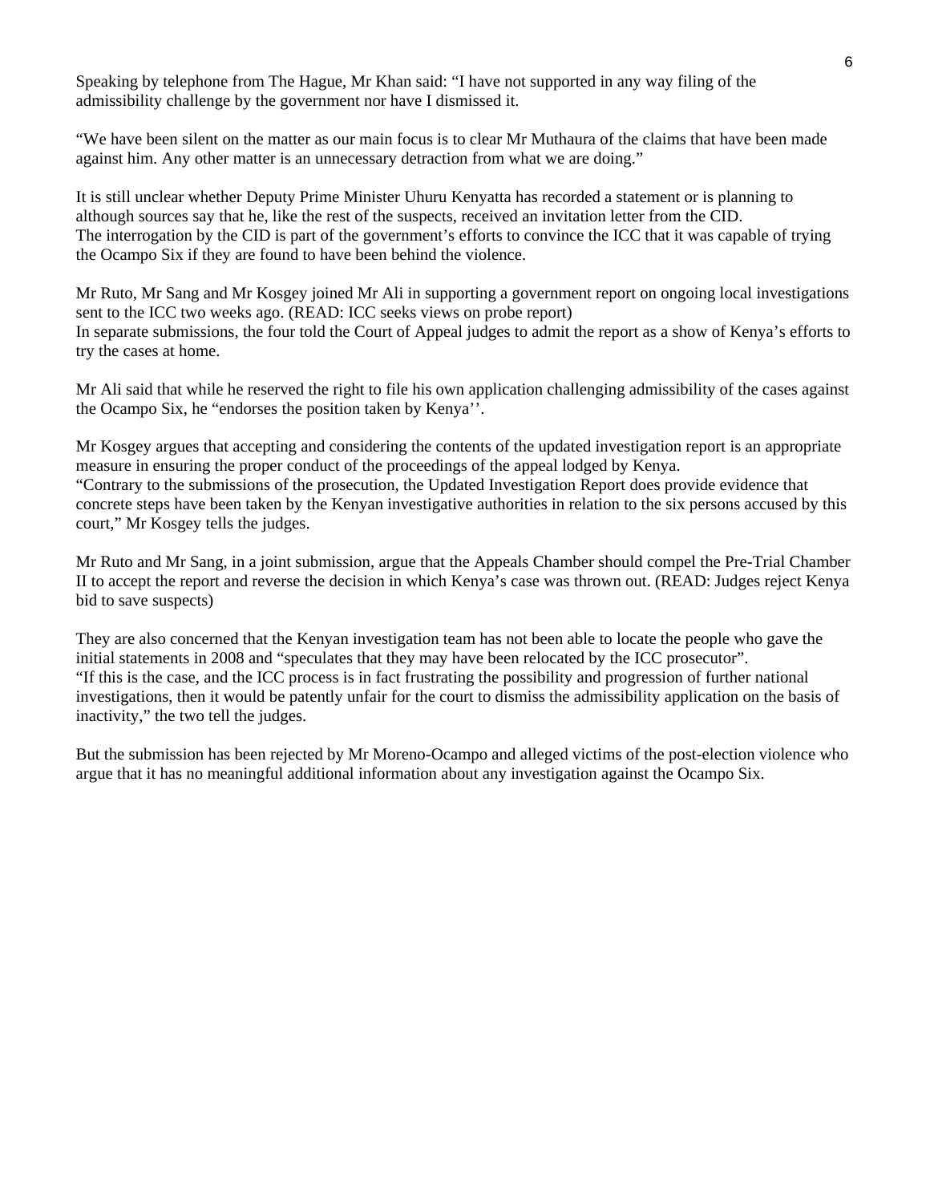Speaking by telephone from The Hague, Mr Khan said: "I have not supported in any way filing of the admissibility challenge by the government nor have I dismissed it.

"We have been silent on the matter as our main focus is to clear Mr Muthaura of the claims that have been made against him. Any other matter is an unnecessary detraction from what we are doing."

It is still unclear whether Deputy Prime Minister Uhuru Kenyatta has recorded a statement or is planning to although sources say that he, like the rest of the suspects, received an invitation letter from the CID.
The interrogation by the CID is part of the government's efforts to convince the ICC that it was capable of trying the Ocampo Six if they are found to have been behind the violence.

Mr Ruto, Mr Sang and Mr Kosgey joined Mr Ali in supporting a government report on ongoing local investigations sent to the ICC two weeks ago. (READ: ICC seeks views on probe report)
In separate submissions, the four told the Court of Appeal judges to admit the report as a show of Kenya's efforts to try the cases at home.

Mr Ali said that while he reserved the right to file his own application challenging admissibility of the cases against the Ocampo Six, he "endorses the position taken by Kenya''.

Mr Kosgey argues that accepting and considering the contents of the updated investigation report is an appropriate measure in ensuring the proper conduct of the proceedings of the appeal lodged by Kenya.
"Contrary to the submissions of the prosecution, the Updated Investigation Report does provide evidence that concrete steps have been taken by the Kenyan investigative authorities in relation to the six persons accused by this court," Mr Kosgey tells the judges.

Mr Ruto and Mr Sang, in a joint submission, argue that the Appeals Chamber should compel the Pre-Trial Chamber II to accept the report and reverse the decision in which Kenya's case was thrown out. (READ: Judges reject Kenya bid to save suspects)

They are also concerned that the Kenyan investigation team has not been able to locate the people who gave the initial statements in 2008 and "speculates that they may have been relocated by the ICC prosecutor".
"If this is the case, and the ICC process is in fact frustrating the possibility and progression of further national investigations, then it would be patently unfair for the court to dismiss the admissibility application on the basis of inactivity," the two tell the judges.

But the submission has been rejected by Mr Moreno-Ocampo and alleged victims of the post-election violence who argue that it has no meaningful additional information about any investigation against the Ocampo Six.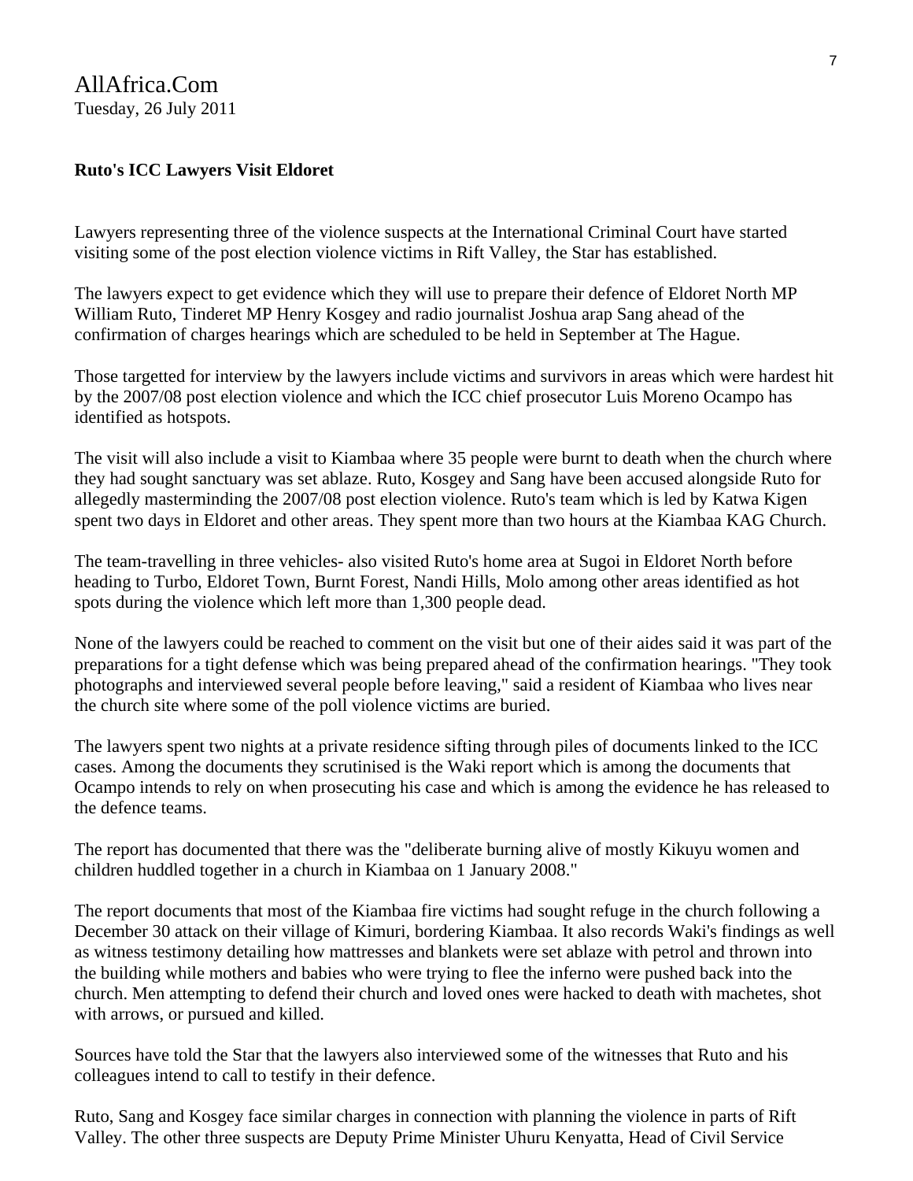AllAfrica.Com
Tuesday, 26 July 2011

**Ruto's ICC Lawyers Visit Eldoret**

Lawyers representing three of the violence suspects at the International Criminal Court have started visiting some of the post election violence victims in Rift Valley, the Star has established.

The lawyers expect to get evidence which they will use to prepare their defence of Eldoret North MP William Ruto, Tinderet MP Henry Kosgey and radio journalist Joshua arap Sang ahead of the confirmation of charges hearings which are scheduled to be held in September at The Hague.

Those targetted for interview by the lawyers include victims and survivors in areas which were hardest hit by the 2007/08 post election violence and which the ICC chief prosecutor Luis Moreno Ocampo has identified as hotspots.

The visit will also include a visit to Kiambaa where 35 people were burnt to death when the church where they had sought sanctuary was set ablaze. Ruto, Kosgey and Sang have been accused alongside Ruto for allegedly masterminding the 2007/08 post election violence. Ruto's team which is led by Katwa Kigen spent two days in Eldoret and other areas. They spent more than two hours at the Kiambaa KAG Church.

The team-travelling in three vehicles- also visited Ruto's home area at Sugoi in Eldoret North before heading to Turbo, Eldoret Town, Burnt Forest, Nandi Hills, Molo among other areas identified as hot spots during the violence which left more than 1,300 people dead.

None of the lawyers could be reached to comment on the visit but one of their aides said it was part of the preparations for a tight defense which was being prepared ahead of the confirmation hearings. "They took photographs and interviewed several people before leaving," said a resident of Kiambaa who lives near the church site where some of the poll violence victims are buried.

The lawyers spent two nights at a private residence sifting through piles of documents linked to the ICC cases. Among the documents they scrutinised is the Waki report which is among the documents that Ocampo intends to rely on when prosecuting his case and which is among the evidence he has released to the defence teams.

The report has documented that there was the "deliberate burning alive of mostly Kikuyu women and children huddled together in a church in Kiambaa on 1 January 2008."

The report documents that most of the Kiambaa fire victims had sought refuge in the church following a December 30 attack on their village of Kimuri, bordering Kiambaa. It also records Waki's findings as well as witness testimony detailing how mattresses and blankets were set ablaze with petrol and thrown into the building while mothers and babies who were trying to flee the inferno were pushed back into the church. Men attempting to defend their church and loved ones were hacked to death with machetes, shot with arrows, or pursued and killed.

Sources have told the Star that the lawyers also interviewed some of the witnesses that Ruto and his colleagues intend to call to testify in their defence.

Ruto, Sang and Kosgey face similar charges in connection with planning the violence in parts of Rift Valley. The other three suspects are Deputy Prime Minister Uhuru Kenyatta, Head of Civil Service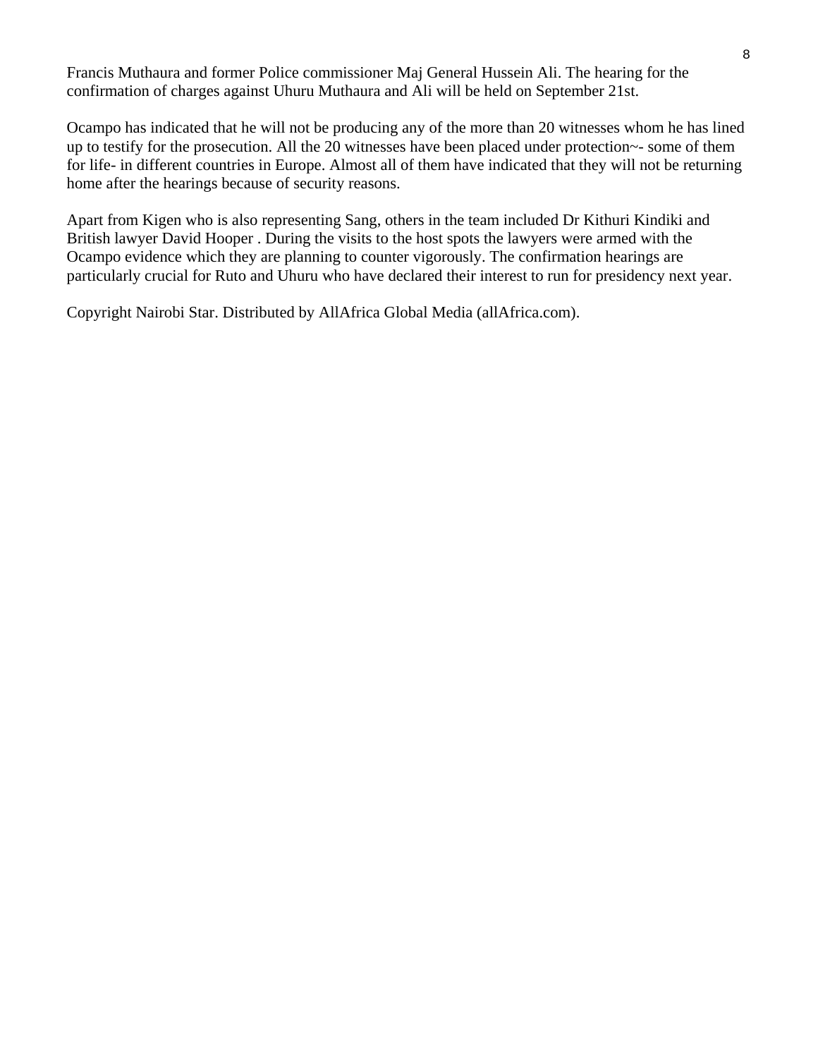Francis Muthaura and former Police commissioner Maj General Hussein Ali. The hearing for the confirmation of charges against Uhuru Muthaura and Ali will be held on September 21st.

Ocampo has indicated that he will not be producing any of the more than 20 witnesses whom he has lined up to testify for the prosecution. All the 20 witnesses have been placed under protection~- some of them for life- in different countries in Europe. Almost all of them have indicated that they will not be returning home after the hearings because of security reasons.

Apart from Kigen who is also representing Sang, others in the team included Dr Kithuri Kindiki and British lawyer David Hooper . During the visits to the host spots the lawyers were armed with the Ocampo evidence which they are planning to counter vigorously. The confirmation hearings are particularly crucial for Ruto and Uhuru who have declared their interest to run for presidency next year.

Copyright Nairobi Star. Distributed by AllAfrica Global Media (allAfrica.com).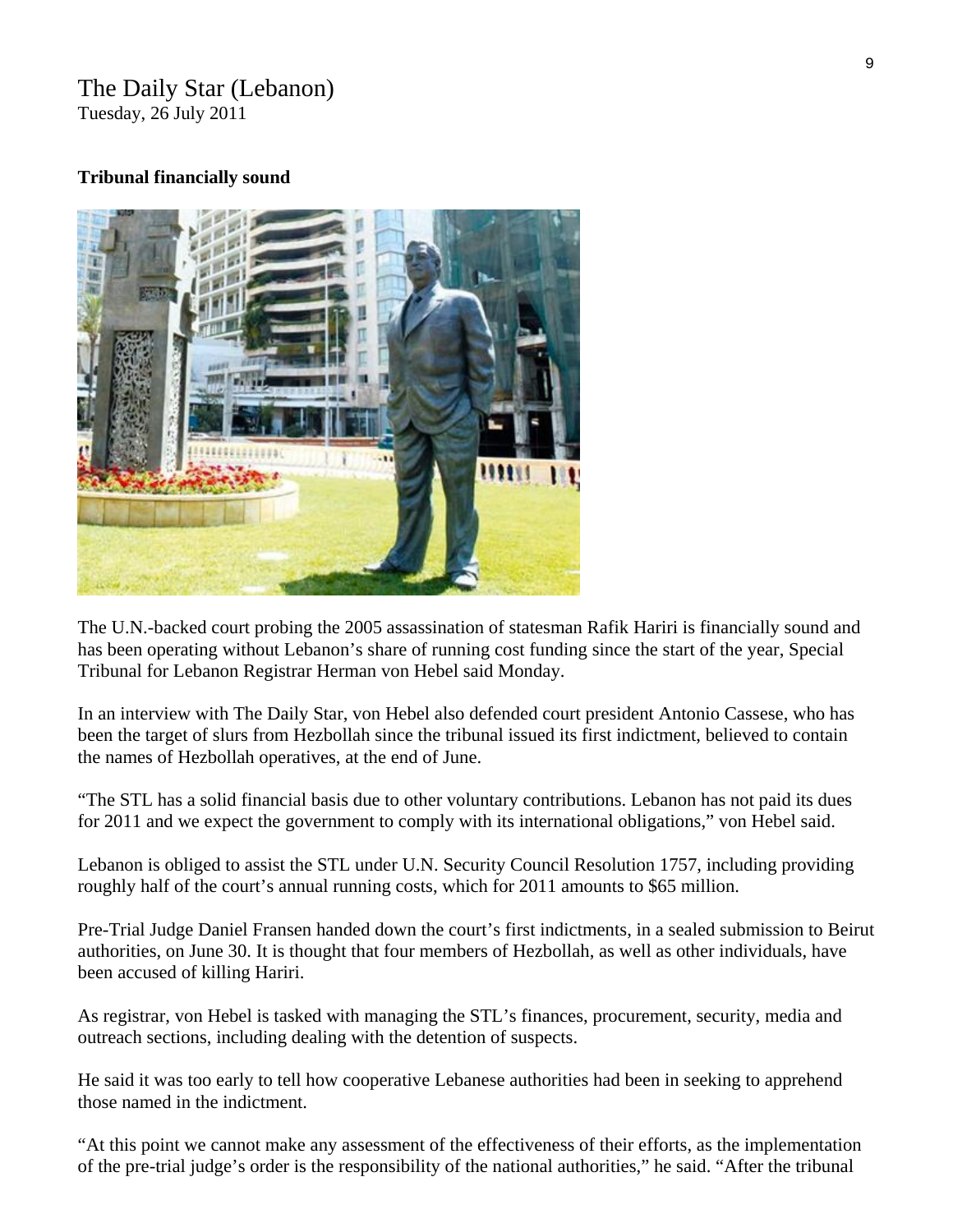The Daily Star (Lebanon)
Tuesday, 26 July 2011

**Tribunal financially sound**

The U.N.-backed court probing the 2005 assassination of statesman Rafik Hariri is financially sound and has been operating without Lebanon's share of running cost funding since the start of the year, Special Tribunal for Lebanon Registrar Herman von Hebel said Monday.

In an interview with The Daily Star, von Hebel also defended court president Antonio Cassese, who has been the target of slurs from Hezbollah since the tribunal issued its first indictment, believed to contain the names of Hezbollah operatives, at the end of June.

"The STL has a solid financial basis due to other voluntary contributions. Lebanon has not paid its dues for 2011 and we expect the government to comply with its international obligations," von Hebel said.

Lebanon is obliged to assist the STL under U.N. Security Council Resolution 1757, including providing roughly half of the court's annual running costs, which for 2011 amounts to $65 million.

Pre-Trial Judge Daniel Fransen handed down the court's first indictments, in a sealed submission to Beirut authorities, on June 30. It is thought that four members of Hezbollah, as well as other individuals, have been accused of killing Hariri.

As registrar, von Hebel is tasked with managing the STL's finances, procurement, security, media and outreach sections, including dealing with the detention of suspects.

He said it was too early to tell how cooperative Lebanese authorities had been in seeking to apprehend those named in the indictment.

"At this point we cannot make any assessment of the effectiveness of their efforts, as the implementation of the pre-trial judge's order is the responsibility of the national authorities," he said. "After the tribunal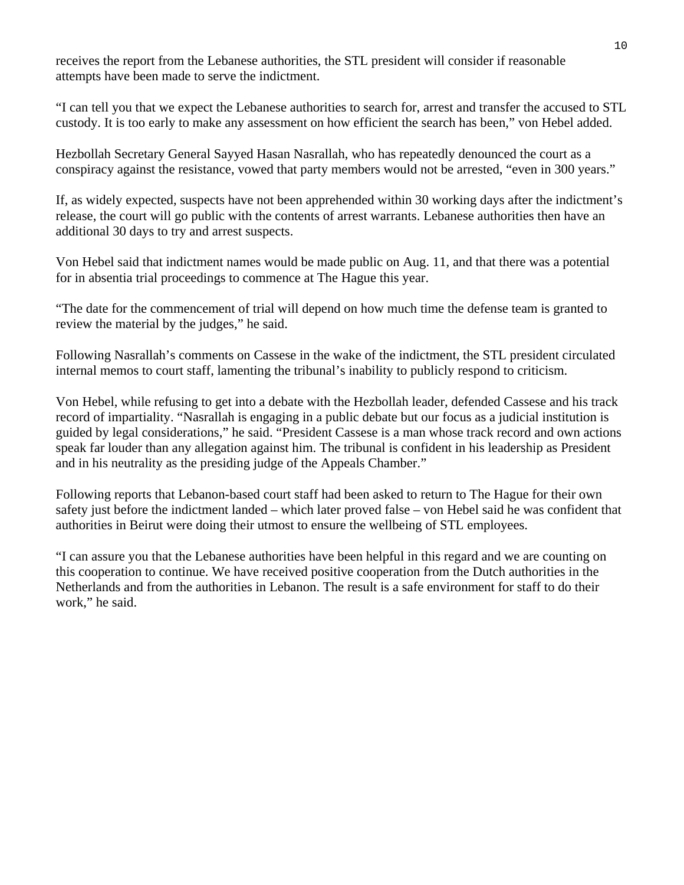receives the report from the Lebanese authorities, the STL president will consider if reasonable attempts have been made to serve the indictment.

"I can tell you that we expect the Lebanese authorities to search for, arrest and transfer the accused to STL custody. It is too early to make any assessment on how efficient the search has been," von Hebel added.

Hezbollah Secretary General Sayyed Hasan Nasrallah, who has repeatedly denounced the court as a conspiracy against the resistance, vowed that party members would not be arrested, "even in 300 years."

If, as widely expected, suspects have not been apprehended within 30 working days after the indictment's release, the court will go public with the contents of arrest warrants. Lebanese authorities then have an additional 30 days to try and arrest suspects.

Von Hebel said that indictment names would be made public on Aug. 11, and that there was a potential for in absentia trial proceedings to commence at The Hague this year.

"The date for the commencement of trial will depend on how much time the defense team is granted to review the material by the judges," he said.

Following Nasrallah's comments on Cassese in the wake of the indictment, the STL president circulated internal memos to court staff, lamenting the tribunal's inability to publicly respond to criticism.

Von Hebel, while refusing to get into a debate with the Hezbollah leader, defended Cassese and his track record of impartiality. "Nasrallah is engaging in a public debate but our focus as a judicial institution is guided by legal considerations," he said. "President Cassese is a man whose track record and own actions speak far louder than any allegation against him. The tribunal is confident in his leadership as President and in his neutrality as the presiding judge of the Appeals Chamber."

Following reports that Lebanon-based court staff had been asked to return to The Hague for their own safety just before the indictment landed – which later proved false – von Hebel said he was confident that authorities in Beirut were doing their utmost to ensure the wellbeing of STL employees.

"I can assure you that the Lebanese authorities have been helpful in this regard and we are counting on this cooperation to continue. We have received positive cooperation from the Dutch authorities in the Netherlands and from the authorities in Lebanon. The result is a safe environment for staff to do their work," he said.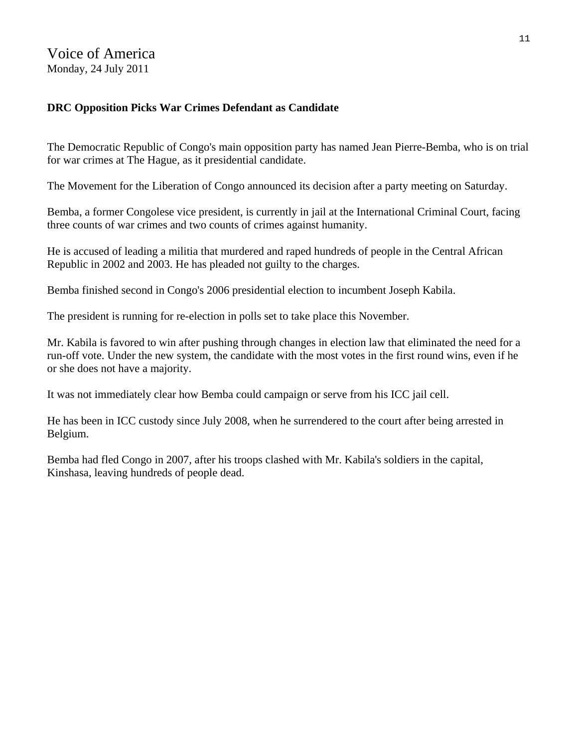Voice of America
Monday, 24 July 2011

**DRC Opposition Picks War Crimes Defendant as Candidate**

The Democratic Republic of Congo's main opposition party has named Jean Pierre-Bemba, who is on trial for war crimes at The Hague, as it presidential candidate.

The Movement for the Liberation of Congo announced its decision after a party meeting on Saturday.

Bemba, a former Congolese vice president, is currently in jail at the International Criminal Court, facing three counts of war crimes and two counts of crimes against humanity.

He is accused of leading a militia that murdered and raped hundreds of people in the Central African Republic in 2002 and 2003. He has pleaded not guilty to the charges.

Bemba finished second in Congo's 2006 presidential election to incumbent Joseph Kabila.

The president is running for re-election in polls set to take place this November.

Mr. Kabila is favored to win after pushing through changes in election law that eliminated the need for a run-off vote. Under the new system, the candidate with the most votes in the first round wins, even if he or she does not have a majority.

It was not immediately clear how Bemba could campaign or serve from his ICC jail cell.

He has been in ICC custody since July 2008, when he surrendered to the court after being arrested in Belgium.

Bemba had fled Congo in 2007, after his troops clashed with Mr. Kabila's soldiers in the capital, Kinshasa, leaving hundreds of people dead.